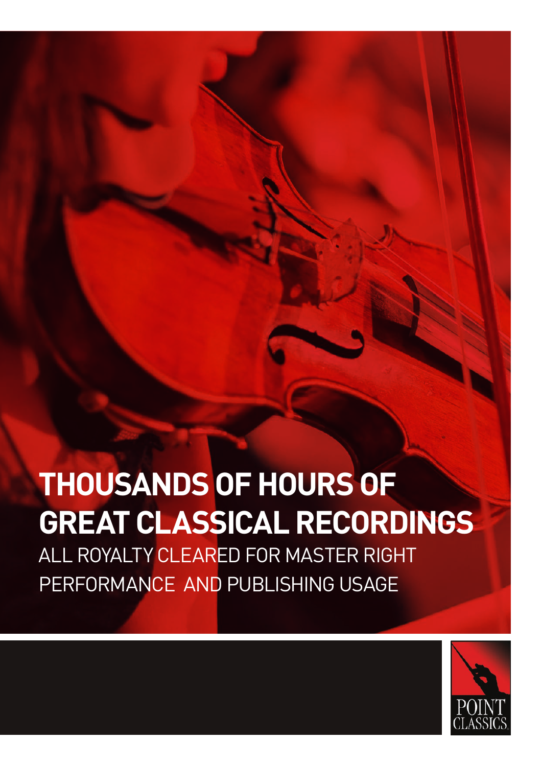# THOUSANDS OF HOURS OF GREAT CLASSICAL RECORDINGS

ALL ROYALTY CLEARED FOR MASTER RIGHT PERFORMANCE AND PUBLISHING USAGE

POINT CLASSICS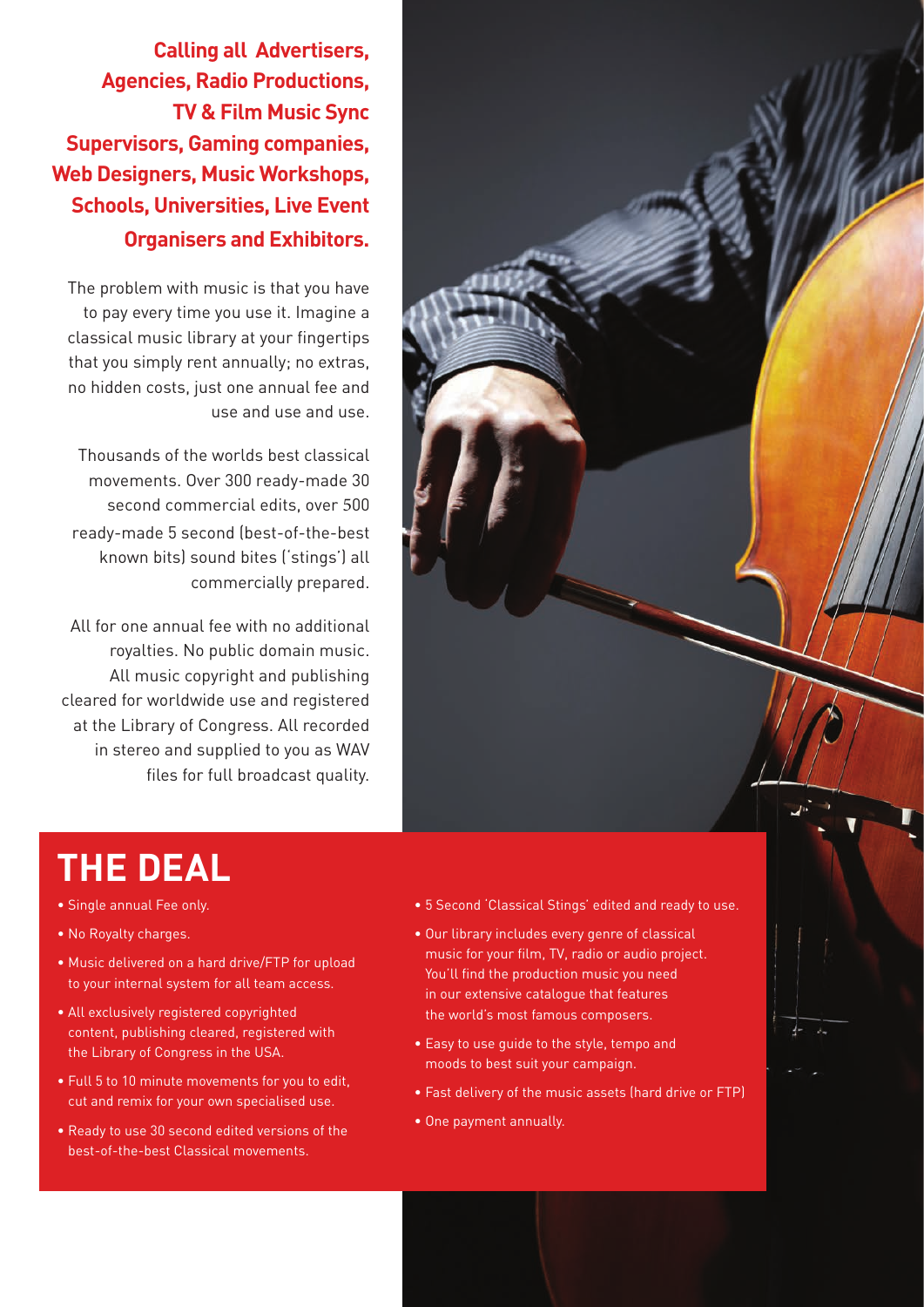**Calling all Advertisers, Agencies, Radio Productions, TV & Film Music Sync Supervisors, Gaming companies, Web Designers, Music Workshops, Schools, Universities, Live Event Organisers and Exhibitors.**

The problem with music is that you have to pay every time you use it. Imagine a classical music library at your fingertips that you simply rent annually; no extras, no hidden costs, just one annual fee and use and use and use.

Thousands of the worlds best classical movements. Over 300 ready-made 30 second commercial edits, over 500 ready-made 5 second (best-of-the-best known bits) sound bites ('stings') all commercially prepared.

All for one annual fee with no additional royalties. No public domain music. All music copyright and publishing cleared for worldwide use and registered at the Library of Congress. All recorded in stereo and supplied to you as WAV files for full broadcast quality.

# THE DEAL

- Single annual Fee only.
- No Royalty charges.
- Music delivered on a hard drive/FTP for upload to your internal system for all team access.
- All exclusively registered copyrighted content, publishing cleared, registered with the Library of Congress in the USA.
- Full 5 to 10 minute movements for you to edit, cut and remix for your own specialised use.
- Ready to use 30 second edited versions of the best-of-the-best Classical movements.
- 5 Second 'Classical Stings' edited and ready to use.
- Our library includes every genre of classical music for your film, TV, radio or audio project. You'll find the production music you need in our extensive catalogue that features the world's most famous composers.
- Easy to use guide to the style, tempo and moods to best suit your campaign.
- Fast delivery of the music assets (hard drive or FTP)
- One payment annually.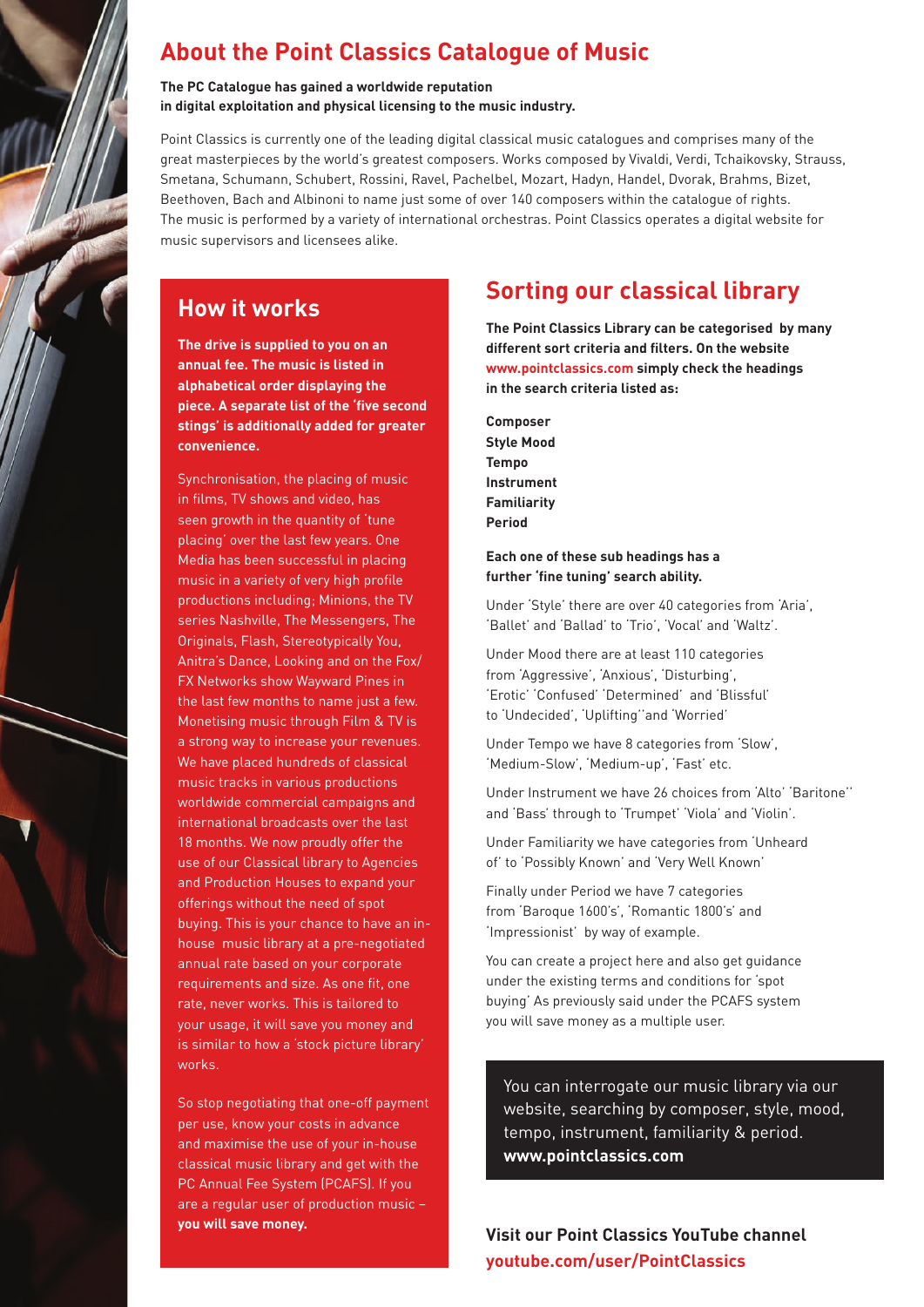# About the Point Classics Catalogue of Music

**The PC Catalogue has gained a worldwide reputation in digital exploitation and physical licensing to the music industry.**

Point Classics is currently one of the leading digital classical music catalogues and comprises many of the great masterpieces by the world's greatest composers. Works composed by Vivaldi, Verdi, Tchaikovsky, Strauss, Smetana, Schumann, Schubert, Rossini, Ravel, Pachelbel, Mozart, Hadyn, Handel, Dvorak, Brahms, Bizet, Beethoven, Bach and Albinoni to name just some of over 140 composers within the catalogue of rights. The music is performed by a variety of international orchestras. Point Classics operates a digital website for music supervisors and licensees alike.

## How it works

**The drive is supplied to you on an annual fee. The music is listed in alphabetical order displaying the piece. A separate list of the 'five second stings' is additionally added for greater convenience.**

Synchronisation, the placing of music in films, TV shows and video, has seen growth in the quantity of 'tune placing' over the last few years. One Media has been successful in placing music in a variety of very high profile productions including; Minions, the TV series Nashville, The Messengers, The Originals, Flash, Stereotypically You, Anitra's Dance, Looking and on the Fox/FX Networks show Wayward Pines in the last few months to name just a few. Monetising music through Film & TV is a strong way to increase your revenues. We have placed hundreds of classical music tracks in various productions worldwide commercial campaigns and international broadcasts over the last 18 months. We now proudly offer the use of our Classical library to Agencies and Production Houses to expand your offerings without the need of spot buying. This is your chance to have an in-house music library at a pre-negotiated annual rate based on your corporate requirements and size. As one fit, one rate, never works. This is tailored to your usage, it will save you money and is similar to how a 'stock picture library' works.

So stop negotiating that one-off payment per use, know your costs in advance and maximise the use of your in-house classical music library and get with the PC Annual Fee System (PCAFS). If you are a regular user of production music – **you will save money.**

## Sorting our classical library

**The Point Classics Library can be categorised by many different sort criteria and filters. On the website www.pointclassics.com simply check the headings in the search criteria listed as:**

**Composer**
**Style Mood**
**Tempo**
**Instrument**
**Familiarity**
**Period**

**Each one of these sub headings has a further 'fine tuning' search ability.**

Under 'Style' there are over 40 categories from 'Aria', 'Ballet' and 'Ballad' to 'Trio', 'Vocal' and 'Waltz'.

Under Mood there are at least 110 categories from 'Aggressive', 'Anxious', 'Disturbing', 'Erotic' 'Confused' 'Determined' and 'Blissful' to 'Undecided', 'Uplifting''and 'Worried'

Under Tempo we have 8 categories from 'Slow', 'Medium-Slow', 'Medium-up', 'Fast' etc.

Under Instrument we have 26 choices from 'Alto' 'Baritone'' and 'Bass' through to 'Trumpet' 'Viola' and 'Violin'.

Under Familiarity we have categories from 'Unheard of' to 'Possibly Known' and 'Very Well Known'

Finally under Period we have 7 categories from 'Baroque 1600's', 'Romantic 1800's' and 'Impressionist' by way of example.

You can create a project here and also get guidance under the existing terms and conditions for 'spot buying' As previously said under the PCAFS system you will save money as a multiple user.

You can interrogate our music library via our website, searching by composer, style, mood, tempo, instrument, familiarity & period.
**www.pointclassics.com**

**Visit our Point Classics YouTube channel**
**youtube.com/user/PointClassics**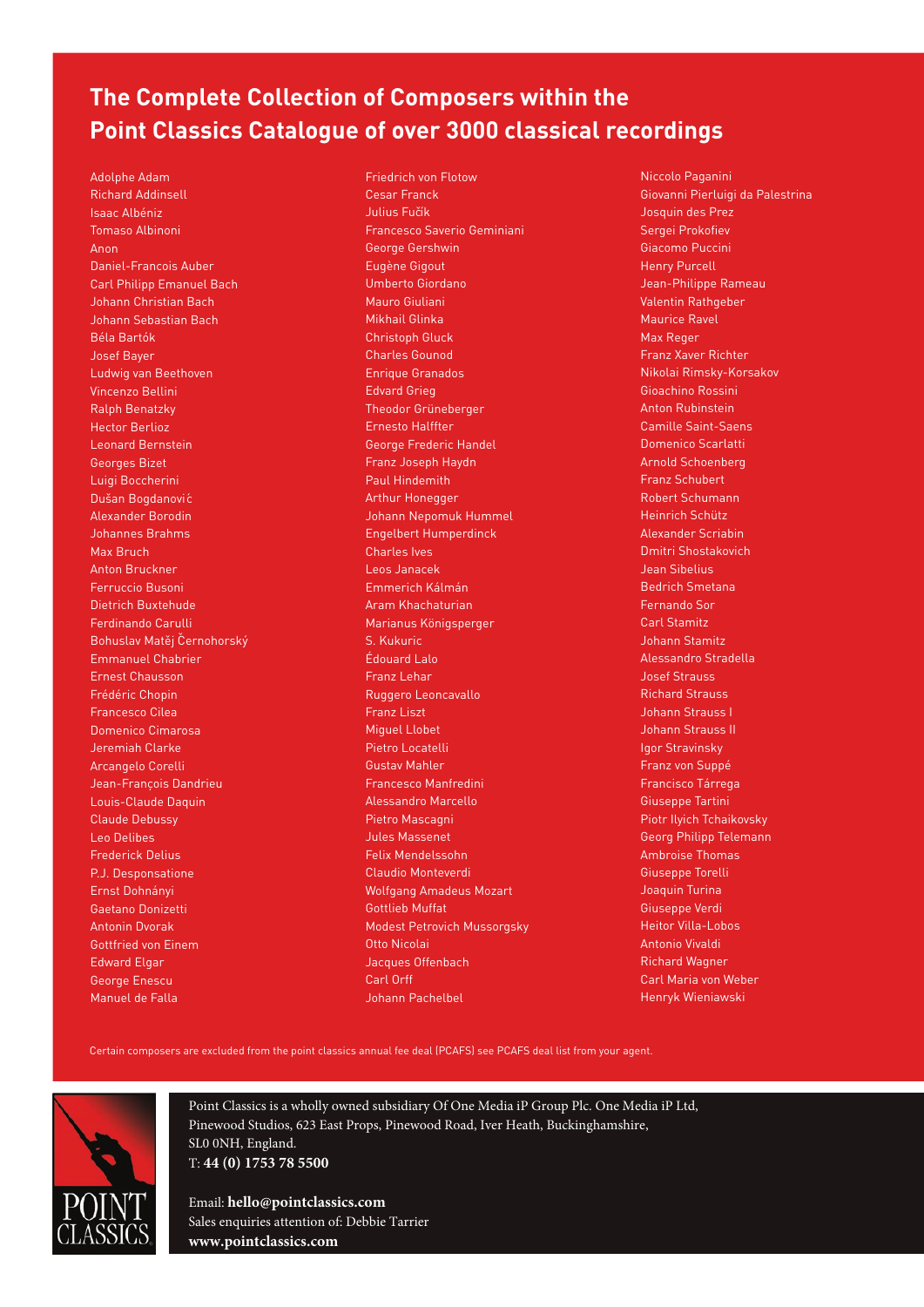# The Complete Collection of Composers within the Point Classics Catalogue of over 3000 classical recordings

Adolphe Adam
Richard Addinsell
Isaac Albéniz
Tomaso Albinoni
Anon
Daniel-Francois Auber
Carl Philipp Emanuel Bach
Johann Christian Bach
Johann Sebastian Bach
Béla Bartók
Josef Bayer
Ludwig van Beethoven
Vincenzo Bellini
Ralph Benatzky
Hector Berlioz
Leonard Bernstein
Georges Bizet
Luigi Boccherini
Dušan Bogdanović
Alexander Borodin
Johannes Brahms
Max Bruch
Anton Bruckner
Ferruccio Busoni
Dietrich Buxtehude
Ferdinando Carulli
Bohuslav Matěj Černohorský
Emmanuel Chabrier
Ernest Chausson
Frédéric Chopin
Francesco Cilea
Domenico Cimarosa
Jeremiah Clarke
Arcangelo Corelli
Jean-François Dandrieu
Louis-Claude Daquin
Claude Debussy
Leo Delibes
Frederick Delius
P.J. Desponsatione
Ernst Dohnányi
Gaetano Donizetti
Antonin Dvorak
Gottfried von Einem
Edward Elgar
George Enescu
Manuel de Falla
Friedrich von Flotow
Cesar Franck
Julius Fučík
Francesco Saverio Geminiani
George Gershwin
Eugène Gigout
Umberto Giordano
Mauro Giuliani
Mikhail Glinka
Christoph Gluck
Charles Gounod
Enrique Granados
Edvard Grieg
Theodor Grüneberger
Ernesto Halffter
George Frederic Handel
Franz Joseph Haydn
Paul Hindemith
Arthur Honegger
Johann Nepomuk Hummel
Engelbert Humperdinck
Charles Ives
Leos Janacek
Emmerich Kálmán
Aram Khachaturian
Marianus Königsperger
S. Kukuric
Édouard Lalo
Franz Lehar
Ruggero Leoncavallo
Franz Liszt
Miguel Llobet
Pietro Locatelli
Gustav Mahler
Francesco Manfredini
Alessandro Marcello
Pietro Mascagni
Jules Massenet
Felix Mendelssohn
Claudio Monteverdi
Wolfgang Amadeus Mozart
Gottlieb Muffat
Modest Petrovich Mussorgsky
Otto Nicolai
Jacques Offenbach
Carl Orff
Johann Pachelbel
Niccolo Paganini
Giovanni Pierluigi da Palestrina
Josquin des Prez
Sergei Prokofiev
Giacomo Puccini
Henry Purcell
Jean-Philippe Rameau
Valentin Rathgeber
Maurice Ravel
Max Reger
Franz Xaver Richter
Nikolai Rimsky-Korsakov
Gioachino Rossini
Anton Rubinstein
Camille Saint-Saens
Domenico Scarlatti
Arnold Schoenberg
Franz Schubert
Robert Schumann
Heinrich Schütz
Alexander Scriabin
Dmitri Shostakovich
Jean Sibelius
Bedrich Smetana
Fernando Sor
Carl Stamitz
Johann Stamitz
Alessandro Stradella
Josef Strauss
Richard Strauss
Johann Strauss I
Johann Strauss II
Igor Stravinsky
Franz von Suppé
Francisco Tárrega
Giuseppe Tartini
Piotr Ilyich Tchaikovsky
Georg Philipp Telemann
Ambroise Thomas
Giuseppe Torelli
Joaquin Turina
Giuseppe Verdi
Heitor Villa-Lobos
Antonio Vivaldi
Richard Wagner
Carl Maria von Weber
Henryk Wieniawski

Certain composers are excluded from the point classics annual fee deal (PCAFS) see PCAFS deal list from your agent.

POINT CLASSICS

Point Classics is a wholly owned subsidiary Of One Media iP Group Plc. One Media iP Ltd, Pinewood Studios, 623 East Props, Pinewood Road, Iver Heath, Buckinghamshire, SL0 0NH, England.
T: **44 (0) 1753 78 5500**

Email: **hello@pointclassics.com**
Sales enquiries attention of: Debbie Tarrier
**www.pointclassics.com**